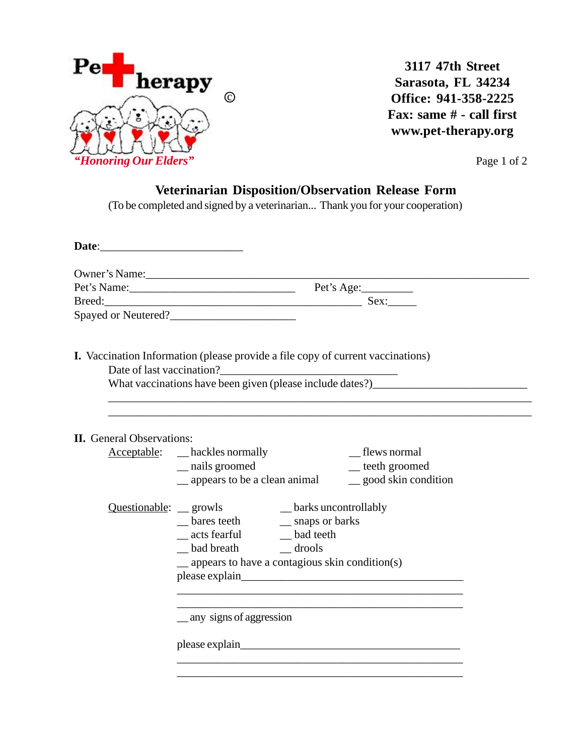Pet Therapy ©

*"Honoring Our Elders"*

**3117 47th Street**
**Sarasota, FL 34234**
**Office: 941-358-2225**
**Fax: same # - call first**
**www.pet-therapy.org**

## Veterinarian Disposition/Observation Release Form

(To be completed and signed by a veterinarian... Thank you for your cooperation)

**Date**:_________________________

Owner's Name:___________________________________________________________________
Pet's Name:_____________________________ Pet's Age:_________
Breed:_______________________________________________ Sex:_____
Spayed or Neutered?______________________

**I.** Vaccination Information (please provide a file copy of current vaccinations)

Date of last vaccination?________________________________
What vaccinations have been given (please include dates?)___________________________
____________________________________________________________________________
____________________________________________________________________________

**II.** General Observations:

Acceptable:
- __ hackles normally
- __ nails groomed
- __ appears to be a clean animal
- __ flews normal
- __ teeth groomed
- __ good skin condition

Questionable:
- __ growls
- __ bares teeth
- __ acts fearful
- __ bad breath
- __ barks uncontrollably
- __ snaps or barks
- __ bad teeth
- __ drools
- __ appears to have a contagious skin condition(s)

please explain________________________________________
____________________________________________________
____________________________________________________

__ any signs of aggression

please explain________________________________________
____________________________________________________
____________________________________________________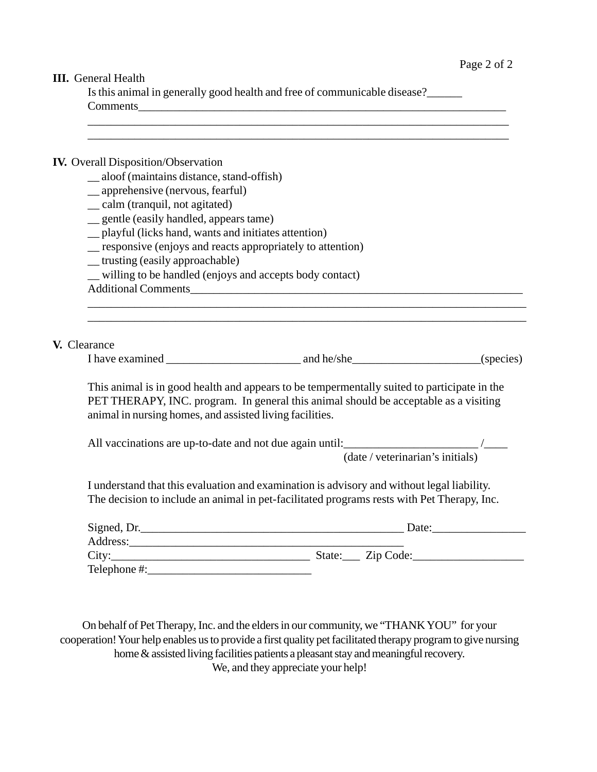**III.** General Health

Is this animal in generally good health and free of communicable disease?______

Comments_________________________________________________________________

___________________________________________________________________________

___________________________________________________________________________

**IV.** Overall Disposition/Observation

__ aloof (maintains distance, stand-offish)

__ apprehensive (nervous, fearful)

__ calm (tranquil, not agitated)

__ gentle (easily handled, appears tame)

__ playful (licks hand, wants and initiates attention)

__ responsive (enjoys and reacts appropriately to attention)

__ trusting (easily approachable)

__ willing to be handled (enjoys and accepts body contact)

Additional Comments__________________________________________________________

_____________________________________________________________________________

_____________________________________________________________________________

**V.** Clearance

I have examined _______________________ and he/she_____________________(species)

This animal is in good health and appears to be tempermentally suited to participate in the PET THERAPY, INC. program. In general this animal should be acceptable as a visiting animal in nursing homes, and assisted living facilities.

All vaccinations are up-to-date and not due again until:______________________ /____
(date / veterinarian's initials)

I understand that this evaluation and examination is advisory and without legal liability. The decision to include an animal in pet-facilitated programs rests with Pet Therapy, Inc.

Signed, Dr.____________________________________________ Date:_______________

Address:_______________________________________________

City:_________________________________ State:___ Zip Code:__________________

Telephone #:____________________________

On behalf of Pet Therapy, Inc. and the elders in our community, we "THANK YOU" for your cooperation! Your help enables us to provide a first quality pet facilitated therapy program to give nursing home & assisted living facilities patients a pleasant stay and meaningful recovery.
We, and they appreciate your help!